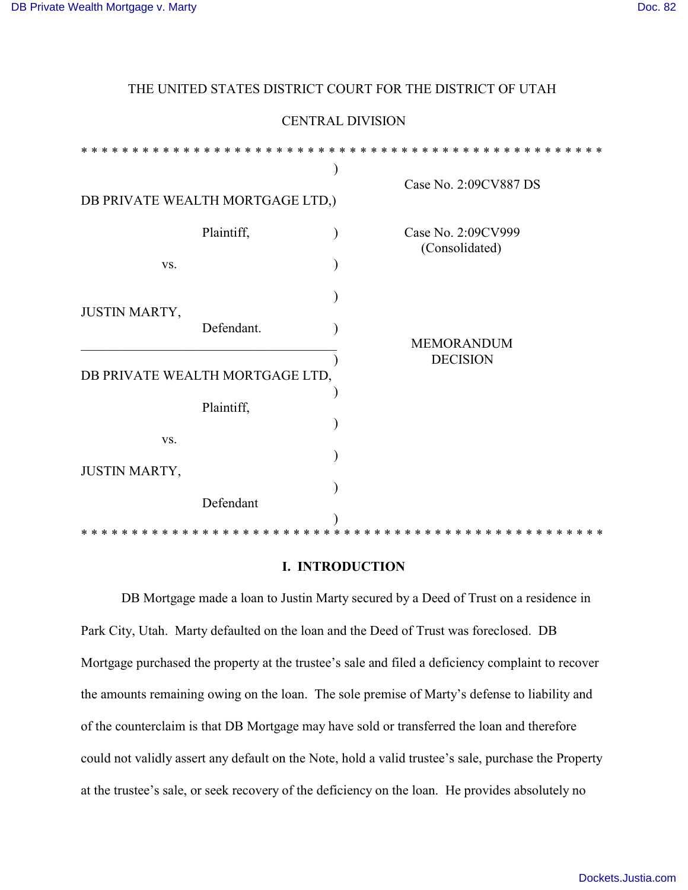THE UNITED STATES DISTRICT COURT FOR THE DISTRICT OF UTAH

CENTRAL DIVISION

* * * * * * * * * * * * * * * * * * * * * * * * * * * * * * * * * * * * * * * * * * * * * * * * * * *

| | |
|---|---|
| DB PRIVATE WEALTH MORTGAGE LTD, Plaintiff, vs. JUSTIN MARTY, Defendant. | Case No. 2:09CV887 DS<br><br>Case No. 2:09CV999 (Consolidated) |
| DB PRIVATE WEALTH MORTGAGE LTD, Plaintiff, vs. JUSTIN MARTY, Defendant | MEMORANDUM DECISION |

* * * * * * * * * * * * * * * * * * * * * * * * * * * * * * * * * * * * * * * * * * * * * * * * * * *

## I. INTRODUCTION

DB Mortgage made a loan to Justin Marty secured by a Deed of Trust on a residence in Park City, Utah. Marty defaulted on the loan and the Deed of Trust was foreclosed. DB Mortgage purchased the property at the trustee's sale and filed a deficiency complaint to recover the amounts remaining owing on the loan. The sole premise of Marty's defense to liability and of the counterclaim is that DB Mortgage may have sold or transferred the loan and therefore could not validly assert any default on the Note, hold a valid trustee's sale, purchase the Property at the trustee's sale, or seek recovery of the deficiency on the loan. He provides absolutely no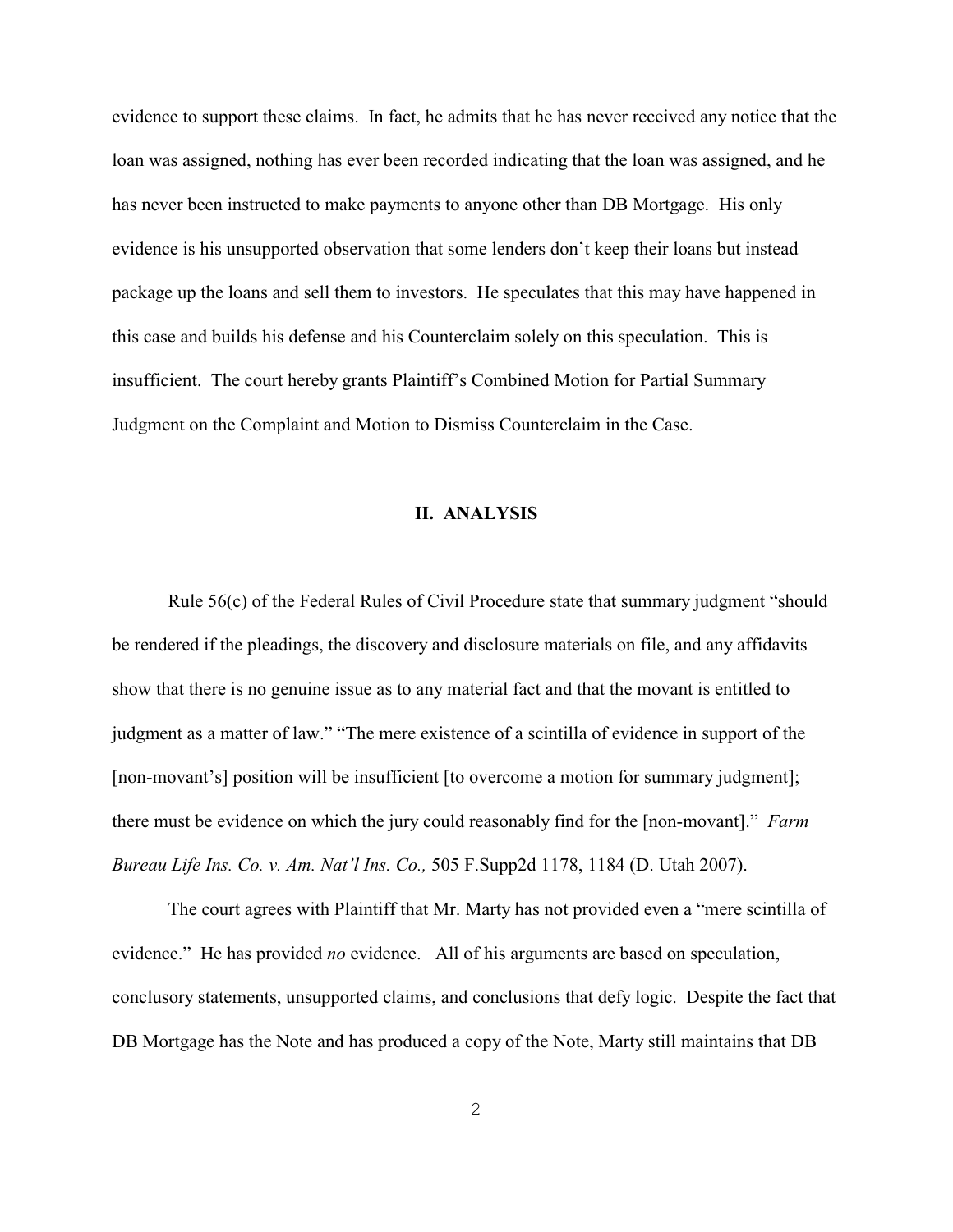evidence to support these claims. In fact, he admits that he has never received any notice that the loan was assigned, nothing has ever been recorded indicating that the loan was assigned, and he has never been instructed to make payments to anyone other than DB Mortgage. His only evidence is his unsupported observation that some lenders don't keep their loans but instead package up the loans and sell them to investors. He speculates that this may have happened in this case and builds his defense and his Counterclaim solely on this speculation. This is insufficient. The court hereby grants Plaintiff's Combined Motion for Partial Summary Judgment on the Complaint and Motion to Dismiss Counterclaim in the Case.

## II. ANALYSIS

Rule 56(c) of the Federal Rules of Civil Procedure state that summary judgment "should be rendered if the pleadings, the discovery and disclosure materials on file, and any affidavits show that there is no genuine issue as to any material fact and that the movant is entitled to judgment as a matter of law." "The mere existence of a scintilla of evidence in support of the [non-movant's] position will be insufficient [to overcome a motion for summary judgment]; there must be evidence on which the jury could reasonably find for the [non-movant]." *Farm Bureau Life Ins. Co. v. Am. Nat'l Ins. Co.,* 505 F.Supp2d 1178, 1184 (D. Utah 2007).

The court agrees with Plaintiff that Mr. Marty has not provided even a "mere scintilla of evidence." He has provided *no* evidence. All of his arguments are based on speculation, conclusory statements, unsupported claims, and conclusions that defy logic. Despite the fact that DB Mortgage has the Note and has produced a copy of the Note, Marty still maintains that DB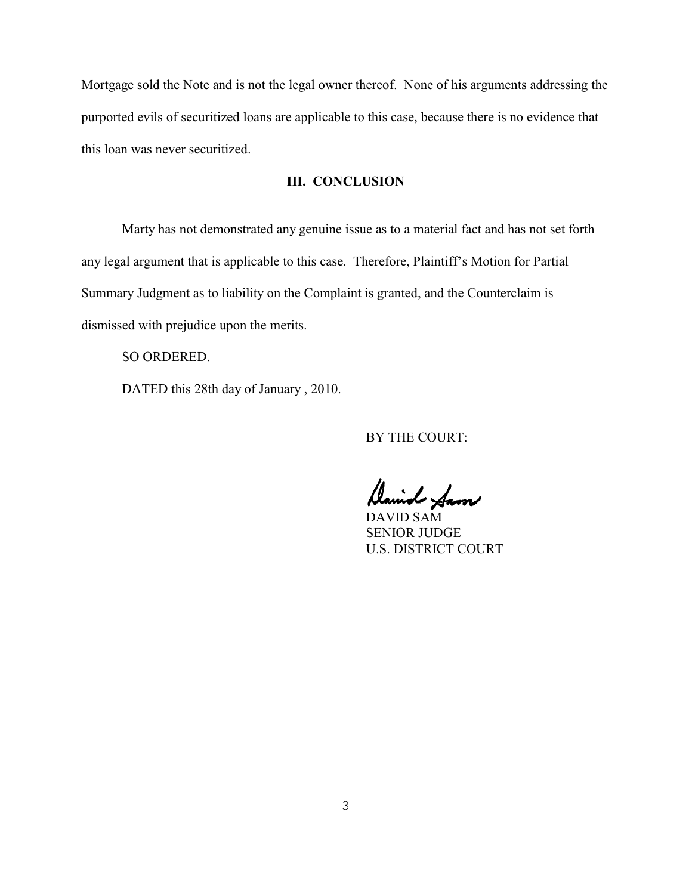Mortgage sold the Note and is not the legal owner thereof. None of his arguments addressing the purported evils of securitized loans are applicable to this case, because there is no evidence that this loan was never securitized.

## III. CONCLUSION

Marty has not demonstrated any genuine issue as to a material fact and has not set forth any legal argument that is applicable to this case. Therefore, Plaintiff's Motion for Partial Summary Judgment as to liability on the Complaint is granted, and the Counterclaim is dismissed with prejudice upon the merits.

SO ORDERED.

DATED this 28th day of January , 2010.

BY THE COURT:

DAVID SAM
SENIOR JUDGE
U.S. DISTRICT COURT